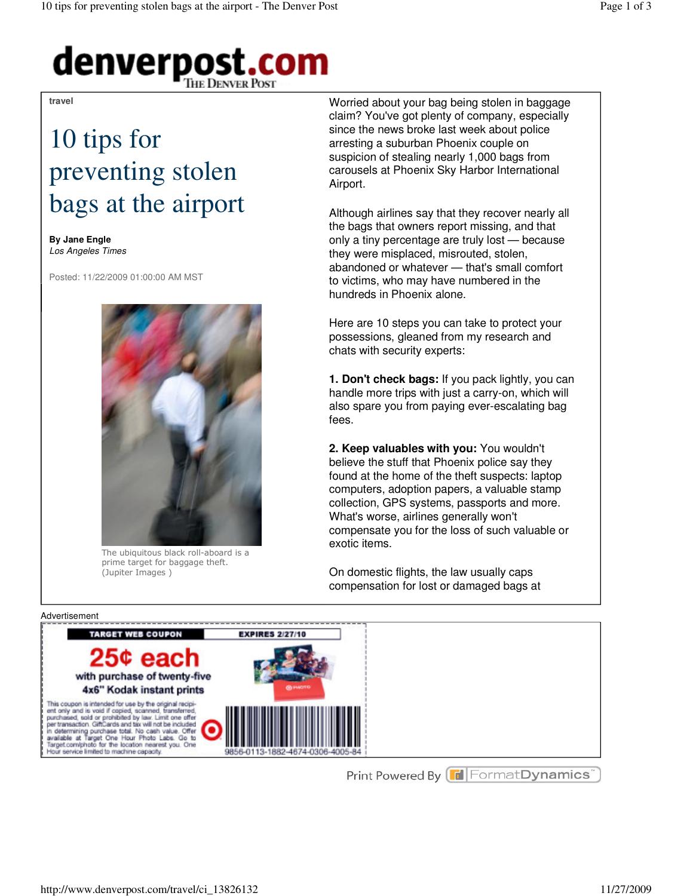travel

# 10 tips for preventing stolen bags at the airport

**By Jane Engle**
*Los Angeles Times*

Posted: 11/22/2009 01:00:00 AM MST

The ubiquitous black roll-aboard is a prime target for baggage theft. (Jupiter Images )

Worried about your bag being stolen in baggage claim? You've got plenty of company, especially since the news broke last week about police arresting a suburban Phoenix couple on suspicion of stealing nearly 1,000 bags from carousels at Phoenix Sky Harbor International Airport.

Although airlines say that they recover nearly all the bags that owners report missing, and that only a tiny percentage are truly lost — because they were misplaced, misrouted, stolen, abandoned or whatever — that's small comfort to victims, who may have numbered in the hundreds in Phoenix alone.

Here are 10 steps you can take to protect your possessions, gleaned from my research and chats with security experts:

**1. Don't check bags:** If you pack lightly, you can handle more trips with just a carry-on, which will also spare you from paying ever-escalating bag fees.

**2. Keep valuables with you:** You wouldn't believe the stuff that Phoenix police say they found at the home of the theft suspects: laptop computers, adoption papers, a valuable stamp collection, GPS systems, passports and more. What's worse, airlines generally won't compensate you for the loss of such valuable or exotic items.

On domestic flights, the law usually caps compensation for lost or damaged bags at

Advertisement

TARGET WEB COUPON EXPIRES 2/27/10

25¢ each with purchase of twenty-five 4x6" Kodak instant prints

This coupon is intended for use by the original recipient only and is void if copied, scanned, transferred, purchased, sold or prohibited by law. Limit one offer per transaction. GiftCards and tax will not be included in determining purchase total. No cash value. Offer available at Target One Hour Photo Labs. Go to Target.com/photo for the location nearest you. One Hour service limited to machine capacity.

9856-0113-1882-4674-0306-4005-84

Print Powered By FormatDynamics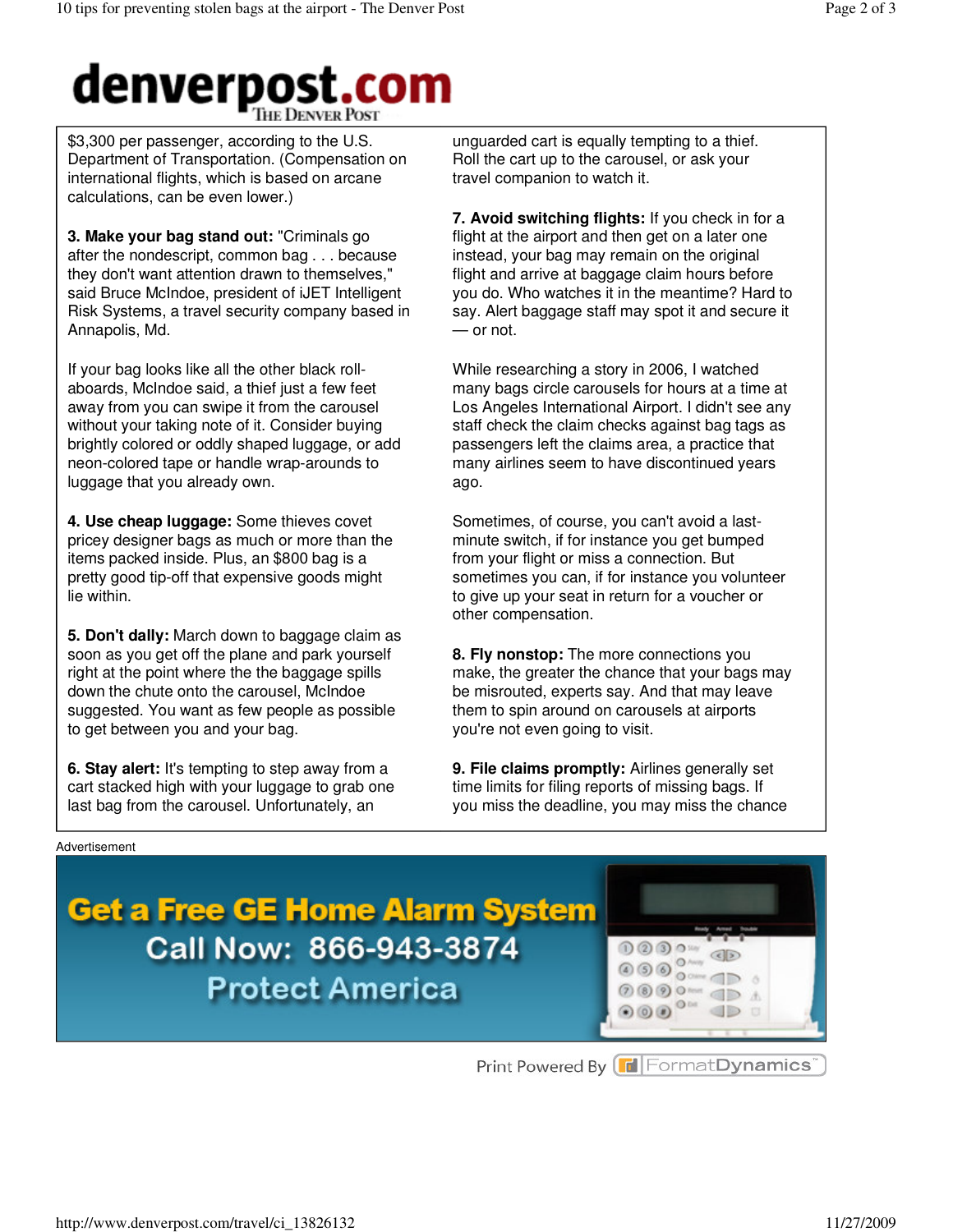$3,300 per passenger, according to the U.S. Department of Transportation. (Compensation on international flights, which is based on arcane calculations, can be even lower.)

**3. Make your bag stand out:** "Criminals go after the nondescript, common bag . . . because they don't want attention drawn to themselves," said Bruce McIndoe, president of iJET Intelligent Risk Systems, a travel security company based in Annapolis, Md.

If your bag looks like all the other black roll-aboards, McIndoe said, a thief just a few feet away from you can swipe it from the carousel without your taking note of it. Consider buying brightly colored or oddly shaped luggage, or add neon-colored tape or handle wrap-arounds to luggage that you already own.

**4. Use cheap luggage:** Some thieves covet pricey designer bags as much or more than the items packed inside. Plus, an $800 bag is a pretty good tip-off that expensive goods might lie within.

**5. Don't dally:** March down to baggage claim as soon as you get off the plane and park yourself right at the point where the the baggage spills down the chute onto the carousel, McIndoe suggested. You want as few people as possible to get between you and your bag.

**6. Stay alert:** It's tempting to step away from a cart stacked high with your luggage to grab one last bag from the carousel. Unfortunately, an unguarded cart is equally tempting to a thief. Roll the cart up to the carousel, or ask your travel companion to watch it.

**7. Avoid switching flights:** If you check in for a flight at the airport and then get on a later one instead, your bag may remain on the original flight and arrive at baggage claim hours before you do. Who watches it in the meantime? Hard to say. Alert baggage staff may spot it and secure it — or not.

While researching a story in 2006, I watched many bags circle carousels for hours at a time at Los Angeles International Airport. I didn't see any staff check the claim checks against bag tags as passengers left the claims area, a practice that many airlines seem to have discontinued years ago.

Sometimes, of course, you can't avoid a last-minute switch, if for instance you get bumped from your flight or miss a connection. But sometimes you can, if for instance you volunteer to give up your seat in return for a voucher or other compensation.

**8. Fly nonstop:** The more connections you make, the greater the chance that your bags may be misrouted, experts say. And that may leave them to spin around on carousels at airports you're not even going to visit.

**9. File claims promptly:** Airlines generally set time limits for filing reports of missing bags. If you miss the deadline, you may miss the chance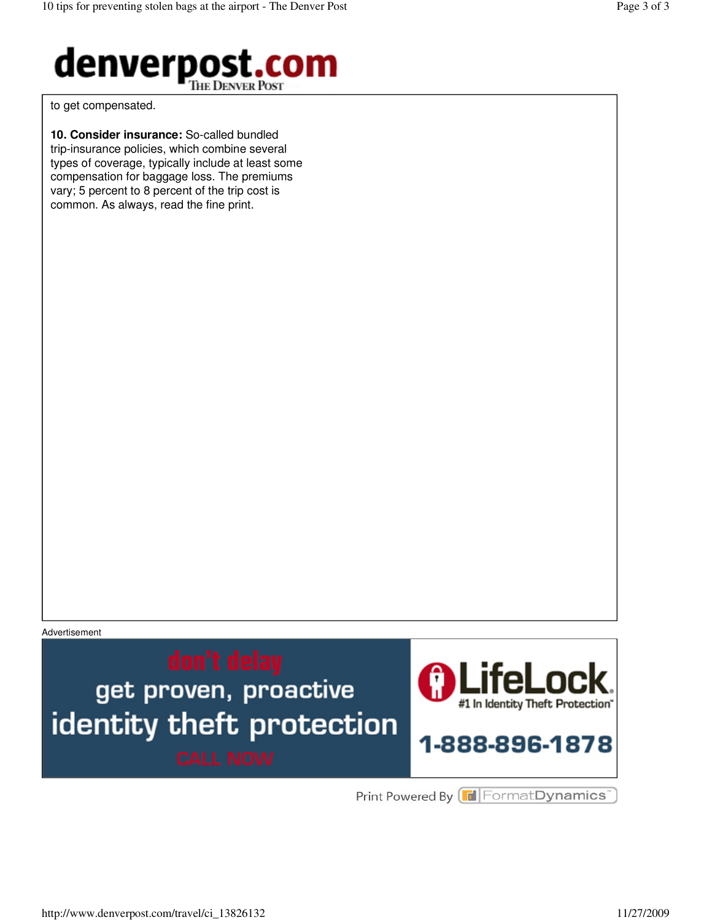to get compensated.

**10. Consider insurance:** So-called bundled trip-insurance policies, which combine several types of coverage, typically include at least some compensation for baggage loss. The premiums vary; 5 percent to 8 percent of the trip cost is common. As always, read the fine print.

Advertisement

don't delay
get proven, proactive
identity theft protection
CALL NOW

LifeLock
#1 In Identity Theft Protection™
1-888-896-1878

Print Powered By FormatDynamics™